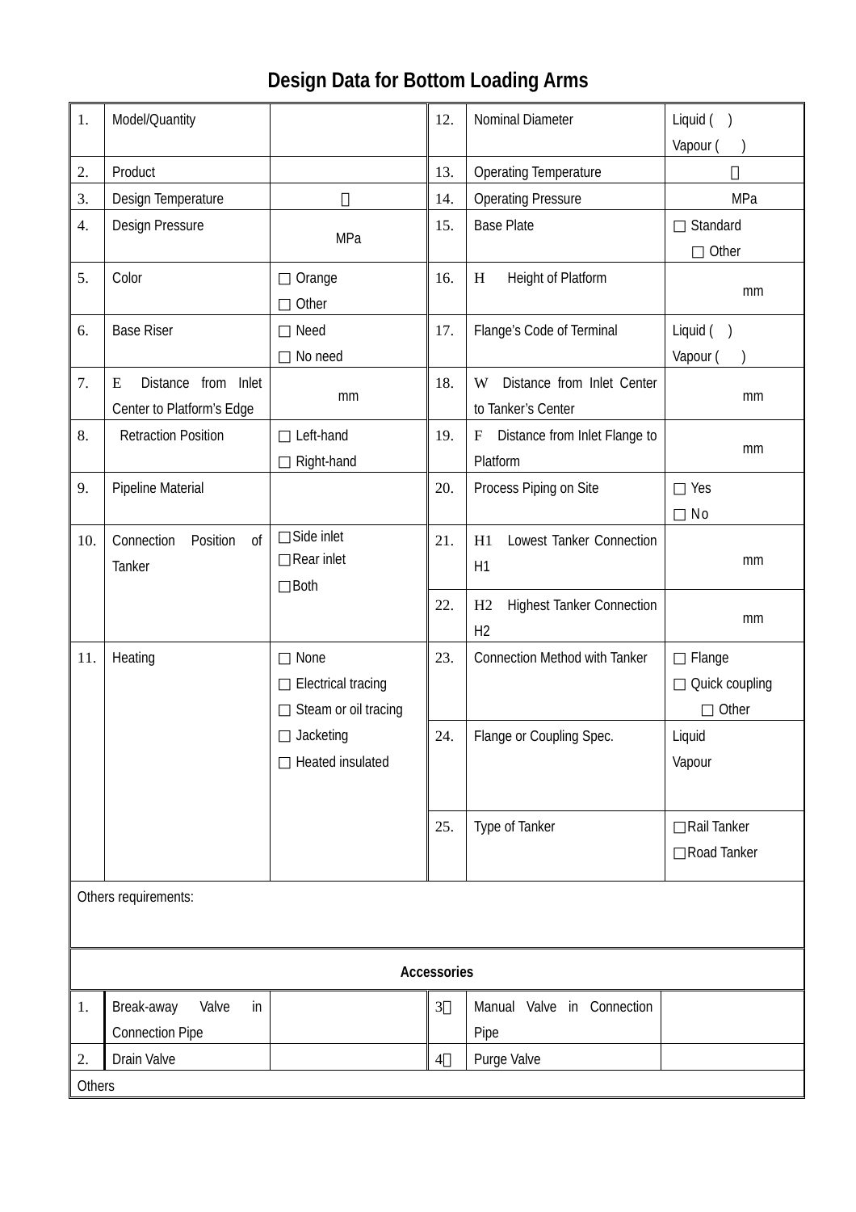# Design Data for Bottom Loading Arms

| | | | | | |
|---|---|---|---|---|---|
| 1. | Model/Quantity | | 12. | Nominal Diameter | Liquid ( )<br>Vapour ( ) |
| 2. | Product | | 13. | Operating Temperature | ℃ |
| 3. | Design Temperature | ℃ | 14. | Operating Pressure | MPa |
| 4. | Design Pressure | MPa | 15. | Base Plate | □ Standard<br>□ Other |
| 5. | Color | □ Orange<br>□ Other | 16. | H Height of Platform | mm |
| 6. | Base Riser | □ Need<br>□ No need | 17. | Flange's Code of Terminal | Liquid ( )<br>Vapour ( ) |
| 7. | E Distance from Inlet Center to Platform's Edge | mm | 18. | W Distance from Inlet Center to Tanker's Center | mm |
| 8. | Retraction Position | □ Left-hand<br>□ Right-hand | 19. | F Distance from Inlet Flange to Platform | mm |
| 9. | Pipeline Material | | 20. | Process Piping on Site | □ Yes<br>□ No |
| 10. | Connection Position of Tanker | □Side inlet<br>□Rear inlet<br>□Both | 21. | H1 Lowest Tanker Connection H1 | mm |
| | | | 22. | H2 Highest Tanker Connection H2 | mm |
| 11. | Heating | □ None<br>□ Electrical tracing<br>□ Steam or oil tracing<br>□ Jacketing<br>□ Heated insulated | 23. | Connection Method with Tanker | □ Flange<br>□ Quick coupling<br>□ Other |
| | | | 24. | Flange or Coupling Spec. | Liquid<br>Vapour |
| | | | 25. | Type of Tanker | □Rail Tanker<br>□Road Tanker |
| Others requirements: | | | | | |

**Accessories**

| | | | | | |
|---|---|---|---|---|---|
| 1. | Break-away Valve in Connection Pipe | | 3． | Manual Valve in Connection Pipe | |
| 2. | Drain Valve | | 4． | Purge Valve | |
| Others | | | | | |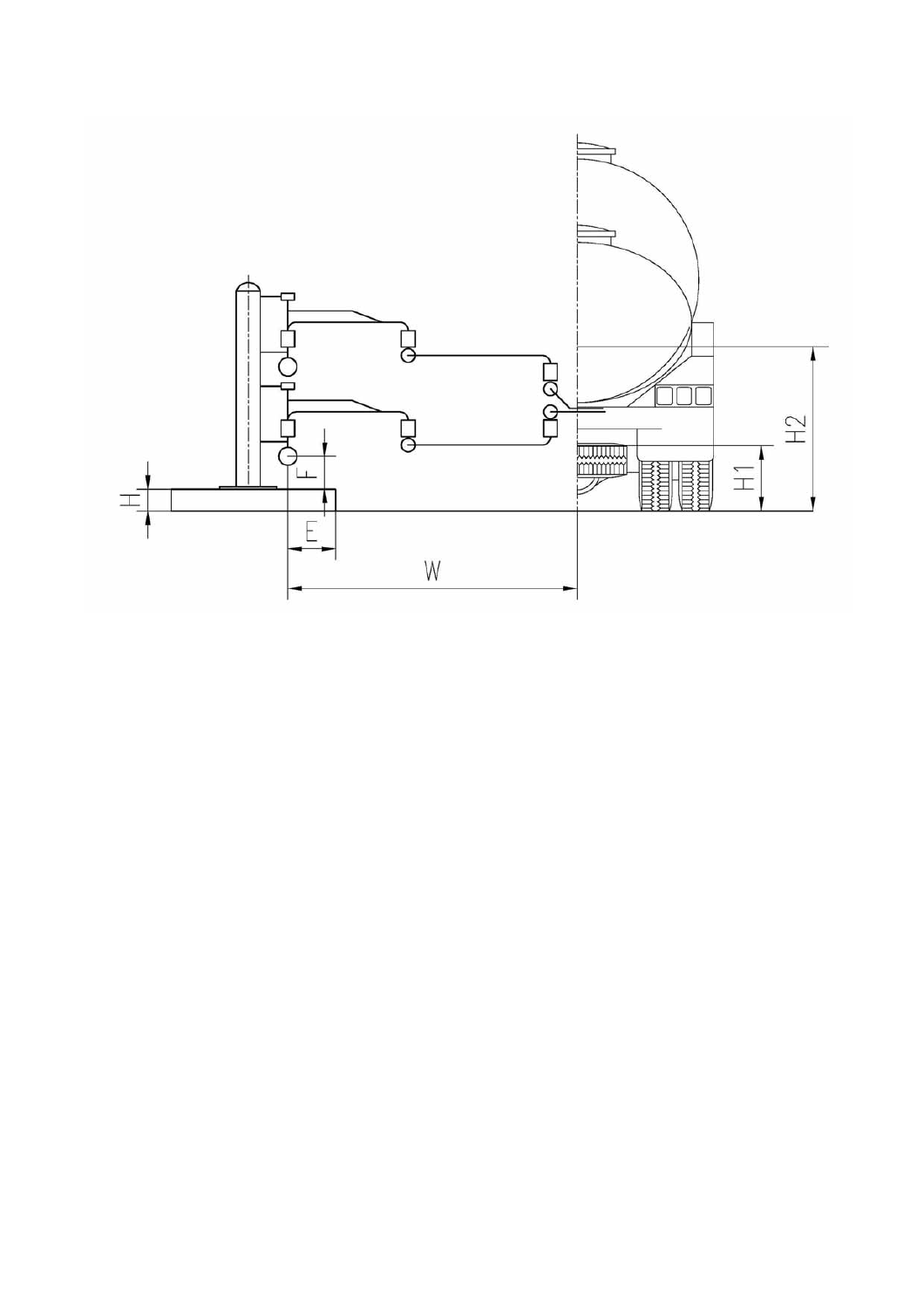H

F

E

W

H1

H2